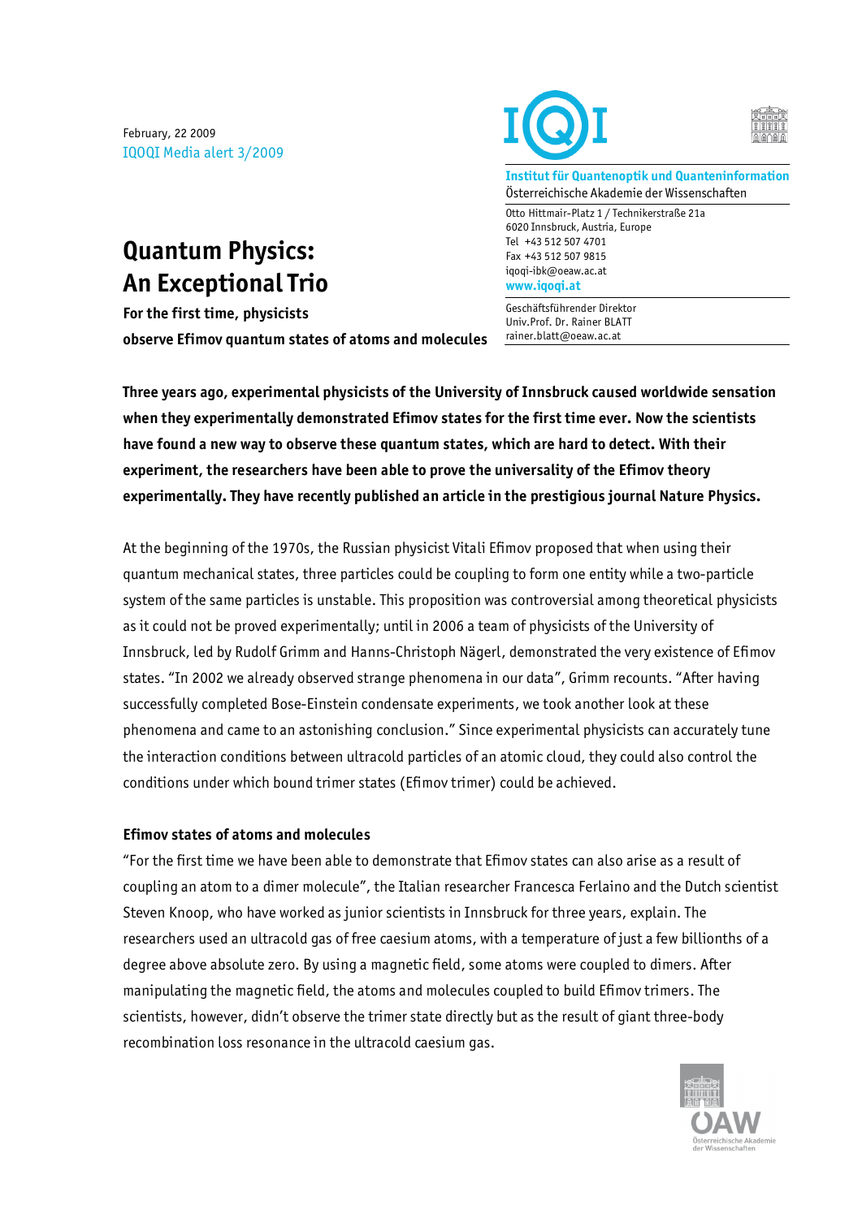February, 22 2009
IQOQI Media alert 3/2009

**Institut für Quantenoptik und Quanteninformation**
Österreichische Akademie der Wissenschaften

Otto Hittmair-Platz 1 / Technikerstraße 21a
6020 Innsbruck, Austria, Europe
Tel +43 512 507 4701
Fax +43 512 507 9815
iqoqi-ibk@oeaw.ac.at
www.iqoqi.at

Geschäftsführender Direktor
Univ.Prof. Dr. Rainer BLATT
rainer.blatt@oeaw.ac.at

# Quantum Physics: An Exceptional Trio

**For the first time, physicists observe Efimov quantum states of atoms and molecules**

**Three years ago, experimental physicists of the University of Innsbruck caused worldwide sensation when they experimentally demonstrated Efimov states for the first time ever. Now the scientists have found a new way to observe these quantum states, which are hard to detect. With their experiment, the researchers have been able to prove the universality of the Efimov theory experimentally. They have recently published an article in the prestigious journal Nature Physics.**

At the beginning of the 1970s, the Russian physicist Vitali Efimov proposed that when using their quantum mechanical states, three particles could be coupling to form one entity while a two-particle system of the same particles is unstable. This proposition was controversial among theoretical physicists as it could not be proved experimentally; until in 2006 a team of physicists of the University of Innsbruck, led by Rudolf Grimm and Hanns-Christoph Nägerl, demonstrated the very existence of Efimov states. "In 2002 we already observed strange phenomena in our data", Grimm recounts. "After having successfully completed Bose-Einstein condensate experiments, we took another look at these phenomena and came to an astonishing conclusion." Since experimental physicists can accurately tune the interaction conditions between ultracold particles of an atomic cloud, they could also control the conditions under which bound trimer states (Efimov trimer) could be achieved.

## Efimov states of atoms and molecules

"For the first time we have been able to demonstrate that Efimov states can also arise as a result of coupling an atom to a dimer molecule", the Italian researcher Francesca Ferlaino and the Dutch scientist Steven Knoop, who have worked as junior scientists in Innsbruck for three years, explain. The researchers used an ultracold gas of free caesium atoms, with a temperature of just a few billionths of a degree above absolute zero. By using a magnetic field, some atoms were coupled to dimers. After manipulating the magnetic field, the atoms and molecules coupled to build Efimov trimers. The scientists, however, didn't observe the trimer state directly but as the result of giant three-body recombination loss resonance in the ultracold caesium gas.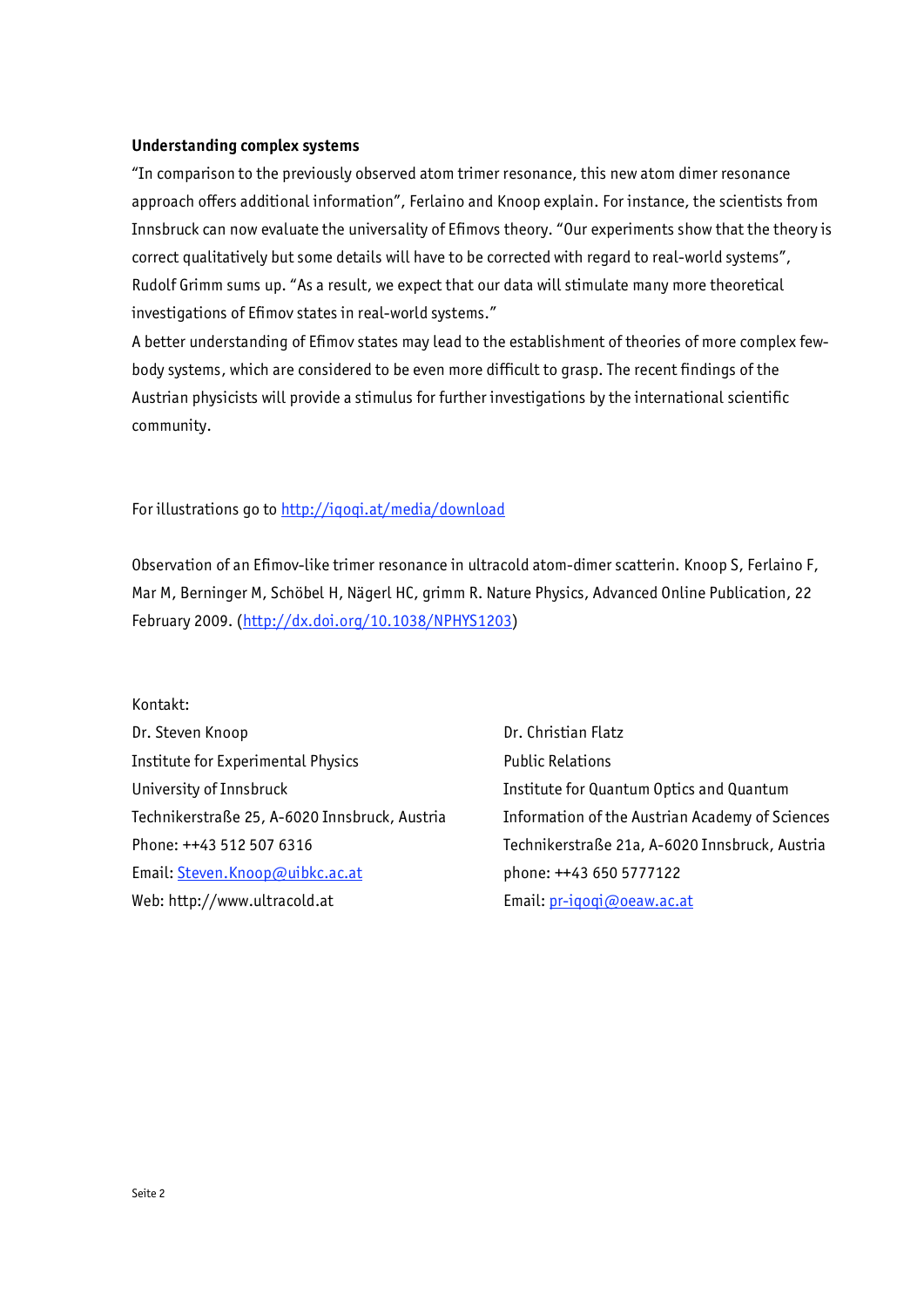### Understanding complex systems

"In comparison to the previously observed atom trimer resonance, this new atom dimer resonance approach offers additional information", Ferlaino and Knoop explain. For instance, the scientists from Innsbruck can now evaluate the universality of Efimovs theory. "Our experiments show that the theory is correct qualitatively but some details will have to be corrected with regard to real-world systems", Rudolf Grimm sums up. "As a result, we expect that our data will stimulate many more theoretical investigations of Efimov states in real-world systems."

A better understanding of Efimov states may lead to the establishment of theories of more complex few-body systems, which are considered to be even more difficult to grasp. The recent findings of the Austrian physicists will provide a stimulus for further investigations by the international scientific community.

For illustrations go to [http://iqoqi.at/media/download](http://iqoqi.at/media/download)

Observation of an Efimov-like trimer resonance in ultracold atom-dimer scatterin. Knoop S, Ferlaino F, Mar M, Berninger M, Schöbel H, Nägerl HC, grimm R. Nature Physics, Advanced Online Publication, 22 February 2009. ([http://dx.doi.org/10.1038/NPHYS1203](http://dx.doi.org/10.1038/NPHYS1203))

Kontakt:

Dr. Steven Knoop
Institute for Experimental Physics
University of Innsbruck
Technikerstraße 25, A-6020 Innsbruck, Austria
Phone: ++43 512 507 6316
Email: [Steven.Knoop@uibkc.ac.at](mailto:Steven.Knoop@uibkc.ac.at)
Web: http://www.ultracold.at

Dr. Christian Flatz
Public Relations
Institute for Quantum Optics and Quantum Information of the Austrian Academy of Sciences
Technikerstraße 21a, A-6020 Innsbruck, Austria
phone: ++43 650 5777122
Email: [pr-iqoqi@oeaw.ac.at](mailto:pr-iqoqi@oeaw.ac.at)